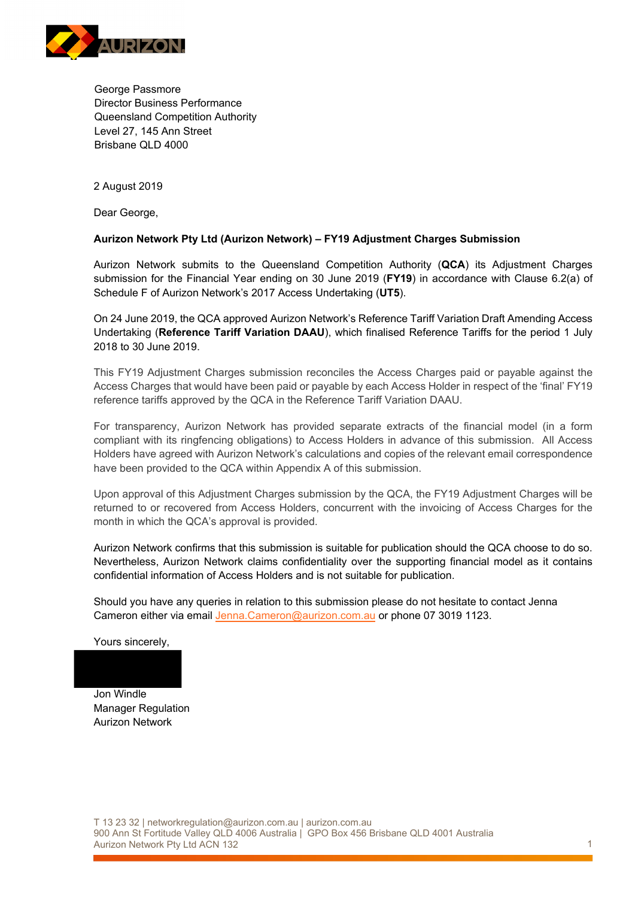George Passmore
Director Business Performance
Queensland Competition Authority
Level 27, 145 Ann Street
Brisbane QLD 4000

2 August 2019

Dear George,

**Aurizon Network Pty Ltd (Aurizon Network) – FY19 Adjustment Charges Submission**

Aurizon Network submits to the Queensland Competition Authority (**QCA**) its Adjustment Charges submission for the Financial Year ending on 30 June 2019 (**FY19**) in accordance with Clause 6.2(a) of Schedule F of Aurizon Network's 2017 Access Undertaking (**UT5**).

On 24 June 2019, the QCA approved Aurizon Network's Reference Tariff Variation Draft Amending Access Undertaking (**Reference Tariff Variation DAAU**), which finalised Reference Tariffs for the period 1 July 2018 to 30 June 2019.

This FY19 Adjustment Charges submission reconciles the Access Charges paid or payable against the Access Charges that would have been paid or payable by each Access Holder in respect of the 'final' FY19 reference tariffs approved by the QCA in the Reference Tariff Variation DAAU.

For transparency, Aurizon Network has provided separate extracts of the financial model (in a form compliant with its ringfencing obligations) to Access Holders in advance of this submission. All Access Holders have agreed with Aurizon Network's calculations and copies of the relevant email correspondence have been provided to the QCA within Appendix A of this submission.

Upon approval of this Adjustment Charges submission by the QCA, the FY19 Adjustment Charges will be returned to or recovered from Access Holders, concurrent with the invoicing of Access Charges for the month in which the QCA's approval is provided.

Aurizon Network confirms that this submission is suitable for publication should the QCA choose to do so. Nevertheless, Aurizon Network claims confidentiality over the supporting financial model as it contains confidential information of Access Holders and is not suitable for publication.

Should you have any queries in relation to this submission please do not hesitate to contact Jenna Cameron either via email Jenna.Cameron@aurizon.com.au or phone 07 3019 1123.

Yours sincerely,

Jon Windle
Manager Regulation
Aurizon Network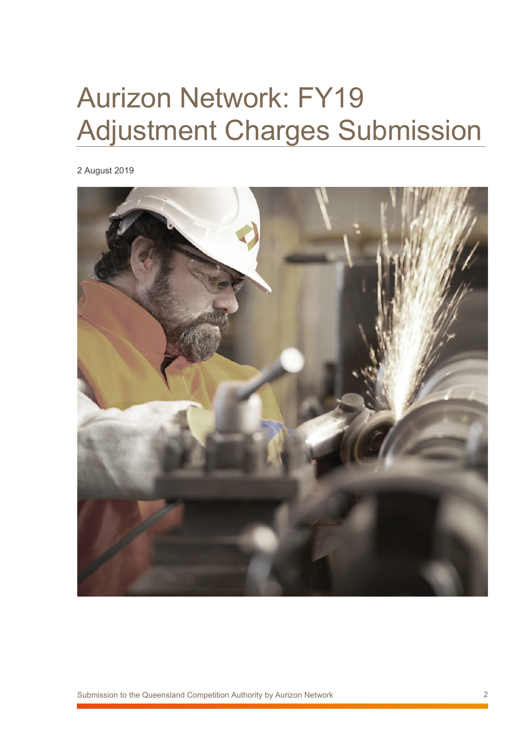# Aurizon Network: FY19 Adjustment Charges Submission

2 August 2019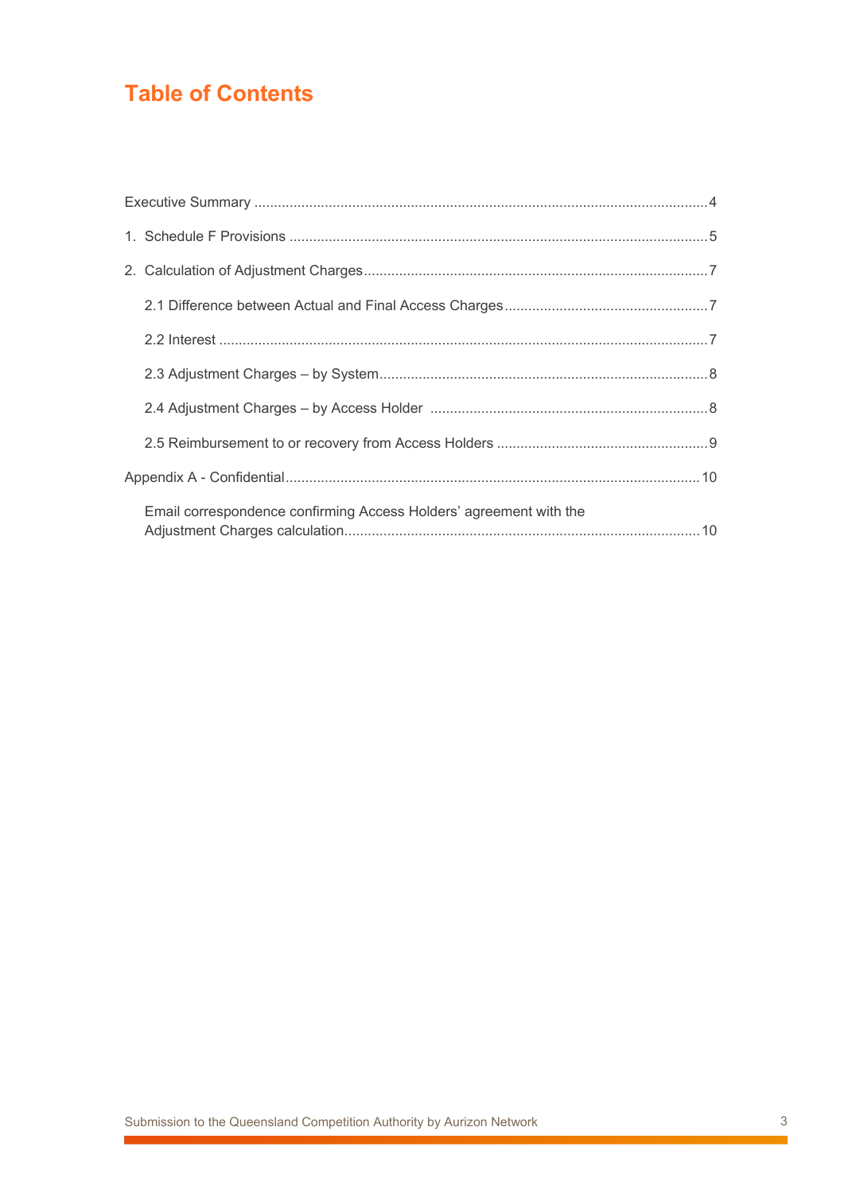# Table of Contents

Executive Summary ....................................................................................................................4

1. Schedule F Provisions ..........................................................................................................5

2. Calculation of Adjustment Charges.......................................................................................7

    2.1 Difference between Actual and Final Access Charges....................................................7

    2.2 Interest ............................................................................................................................7

    2.3 Adjustment Charges – by System...................................................................................8

    2.4 Adjustment Charges – by Access Holder .......................................................................8

    2.5 Reimbursement to or recovery from Access Holders .....................................................9

Appendix A - Confidential.........................................................................................................10

    Email correspondence confirming Access Holders' agreement with the Adjustment Charges calculation..........................................................................................10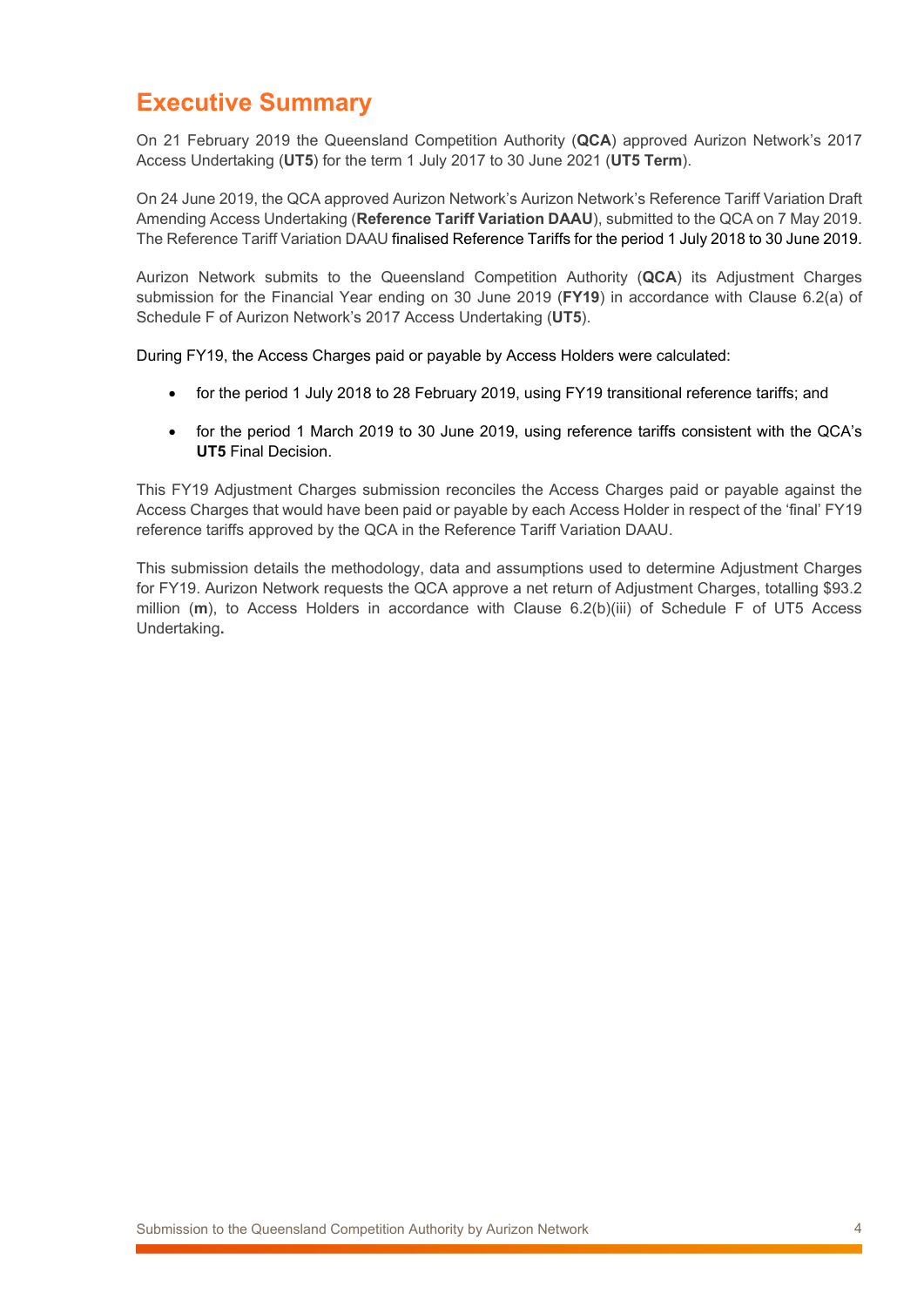# Executive Summary

On 21 February 2019 the Queensland Competition Authority (**QCA**) approved Aurizon Network's 2017 Access Undertaking (**UT5**) for the term 1 July 2017 to 30 June 2021 (**UT5 Term**).

On 24 June 2019, the QCA approved Aurizon Network's Aurizon Network's Reference Tariff Variation Draft Amending Access Undertaking (**Reference Tariff Variation DAAU**), submitted to the QCA on 7 May 2019. The Reference Tariff Variation DAAU finalised Reference Tariffs for the period 1 July 2018 to 30 June 2019.

Aurizon Network submits to the Queensland Competition Authority (**QCA**) its Adjustment Charges submission for the Financial Year ending on 30 June 2019 (**FY19**) in accordance with Clause 6.2(a) of Schedule F of Aurizon Network's 2017 Access Undertaking (**UT5**).

During FY19, the Access Charges paid or payable by Access Holders were calculated:

- for the period 1 July 2018 to 28 February 2019, using FY19 transitional reference tariffs; and
- for the period 1 March 2019 to 30 June 2019, using reference tariffs consistent with the QCA's **UT5** Final Decision.

This FY19 Adjustment Charges submission reconciles the Access Charges paid or payable against the Access Charges that would have been paid or payable by each Access Holder in respect of the 'final' FY19 reference tariffs approved by the QCA in the Reference Tariff Variation DAAU.

This submission details the methodology, data and assumptions used to determine Adjustment Charges for FY19. Aurizon Network requests the QCA approve a net return of Adjustment Charges, totalling $93.2 million (**m**), to Access Holders in accordance with Clause 6.2(b)(iii) of Schedule F of UT5 Access Undertaking**.**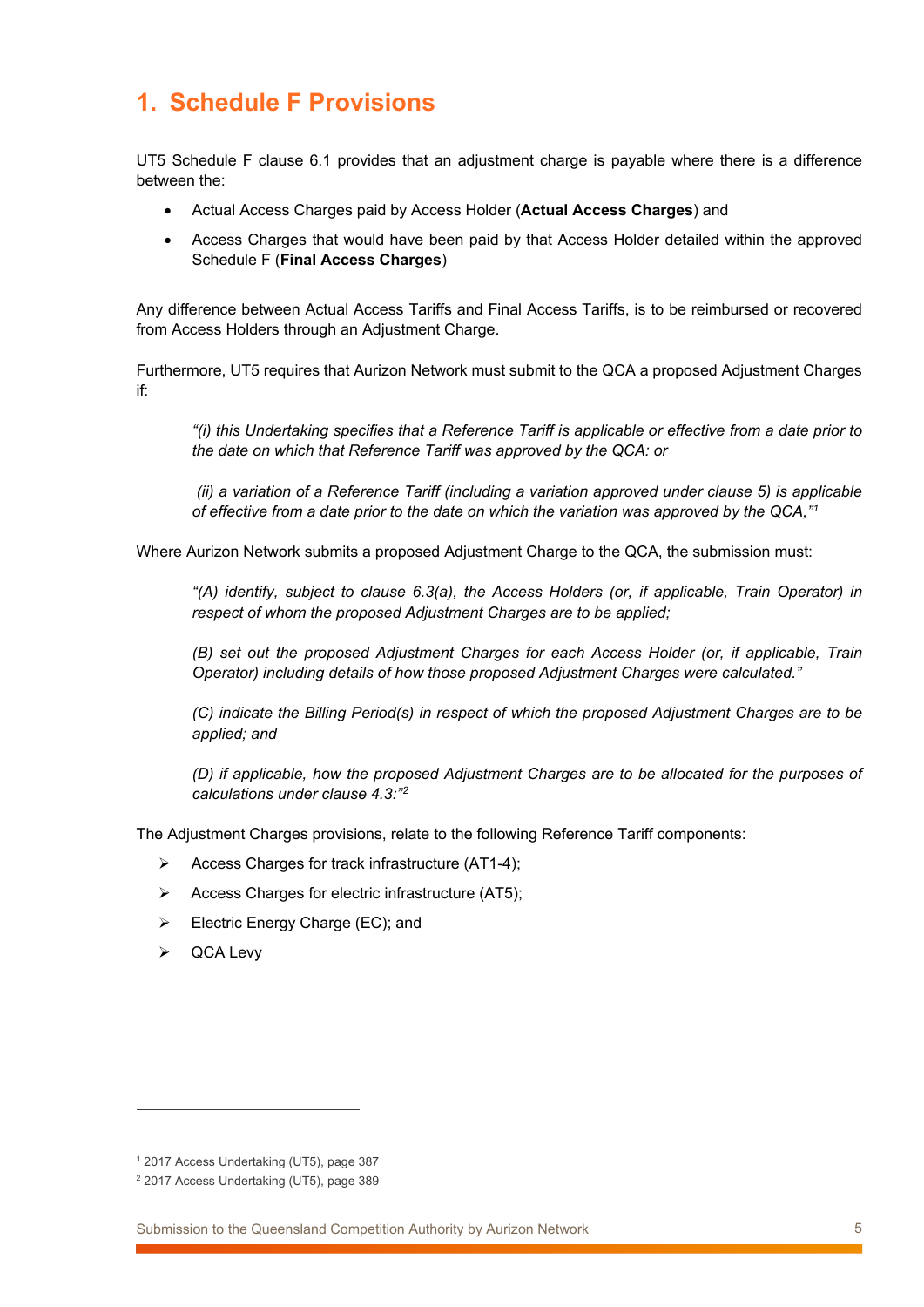# 1. Schedule F Provisions

UT5 Schedule F clause 6.1 provides that an adjustment charge is payable where there is a difference between the:

- Actual Access Charges paid by Access Holder (**Actual Access Charges**) and
- Access Charges that would have been paid by that Access Holder detailed within the approved Schedule F (**Final Access Charges**)

Any difference between Actual Access Tariffs and Final Access Tariffs, is to be reimbursed or recovered from Access Holders through an Adjustment Charge.

Furthermore, UT5 requires that Aurizon Network must submit to the QCA a proposed Adjustment Charges if:

> *"(i) this Undertaking specifies that a Reference Tariff is applicable or effective from a date prior to the date on which that Reference Tariff was approved by the QCA: or*
>
> *(ii) a variation of a Reference Tariff (including a variation approved under clause 5) is applicable of effective from a date prior to the date on which the variation was approved by the QCA,"*[1]

Where Aurizon Network submits a proposed Adjustment Charge to the QCA, the submission must:

> *"(A) identify, subject to clause 6.3(a), the Access Holders (or, if applicable, Train Operator) in respect of whom the proposed Adjustment Charges are to be applied;*
>
> *(B) set out the proposed Adjustment Charges for each Access Holder (or, if applicable, Train Operator) including details of how those proposed Adjustment Charges were calculated."*
>
> *(C) indicate the Billing Period(s) in respect of which the proposed Adjustment Charges are to be applied; and*
>
> *(D) if applicable, how the proposed Adjustment Charges are to be allocated for the purposes of calculations under clause 4.3:"*[2]

The Adjustment Charges provisions, relate to the following Reference Tariff components:

- Access Charges for track infrastructure (AT1-4);
- Access Charges for electric infrastructure (AT5);
- Electric Energy Charge (EC); and
- QCA Levy

[1] 2017 Access Undertaking (UT5), page 387

[2] 2017 Access Undertaking (UT5), page 389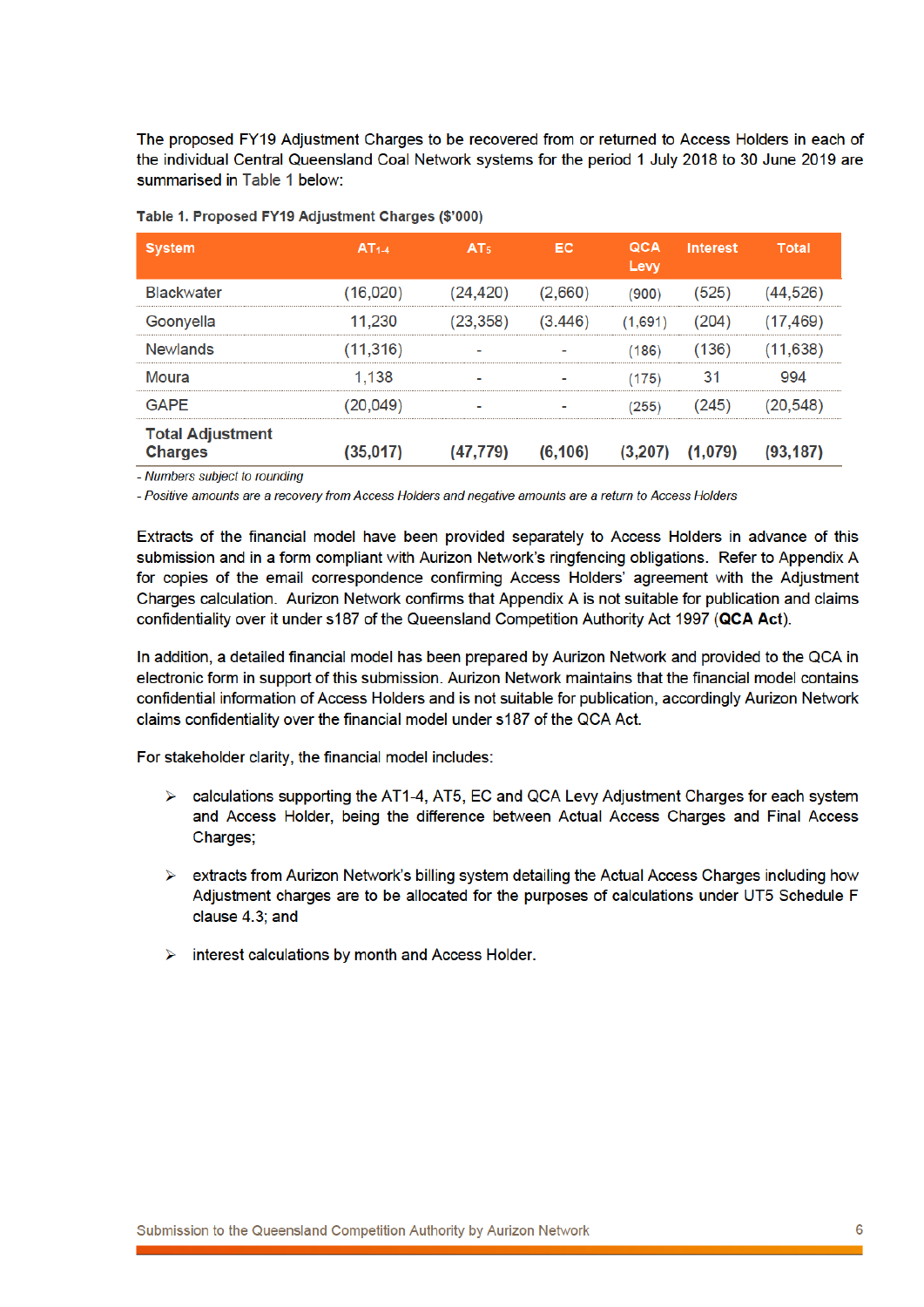The proposed FY19 Adjustment Charges to be recovered from or returned to Access Holders in each of the individual Central Queensland Coal Network systems for the period 1 July 2018 to 30 June 2019 are summarised in Table 1 below:

**Table 1. Proposed FY19 Adjustment Charges ($'000)**

| System | $AT_{1\text{-}4}$ | $AT_5$ | EC | QCA Levy | Interest | Total |
|---|---|---|---|---|---|---|
| Blackwater | (16,020) | (24,420) | (2,660) | (900) | (525) | (44,526) |
| Goonyella | 11,230 | (23,358) | (3.446) | (1,691) | (204) | (17,469) |
| Newlands | (11,316) | - | - | (186) | (136) | (11,638) |
| Moura | 1,138 | - | - | (175) | 31 | 994 |
| GAPE | (20,049) | - | - | (255) | (245) | (20,548) |
| **Total Adjustment Charges** | **(35,017)** | **(47,779)** | **(6,106)** | **(3,207)** | **(1,079)** | **(93,187)** |

*- Numbers subject to rounding*

*- Positive amounts are a recovery from Access Holders and negative amounts are a return to Access Holders*

Extracts of the financial model have been provided separately to Access Holders in advance of this submission and in a form compliant with Aurizon Network's ringfencing obligations. Refer to Appendix A for copies of the email correspondence confirming Access Holders' agreement with the Adjustment Charges calculation. Aurizon Network confirms that Appendix A is not suitable for publication and claims confidentiality over it under s187 of the Queensland Competition Authority Act 1997 (**QCA Act**).

In addition, a detailed financial model has been prepared by Aurizon Network and provided to the QCA in electronic form in support of this submission. Aurizon Network maintains that the financial model contains confidential information of Access Holders and is not suitable for publication, accordingly Aurizon Network claims confidentiality over the financial model under s187 of the QCA Act.

For stakeholder clarity, the financial model includes:

- calculations supporting the AT1-4, AT5, EC and QCA Levy Adjustment Charges for each system and Access Holder, being the difference between Actual Access Charges and Final Access Charges;
- extracts from Aurizon Network's billing system detailing the Actual Access Charges including how Adjustment charges are to be allocated for the purposes of calculations under UT5 Schedule F clause 4.3; and
- interest calculations by month and Access Holder.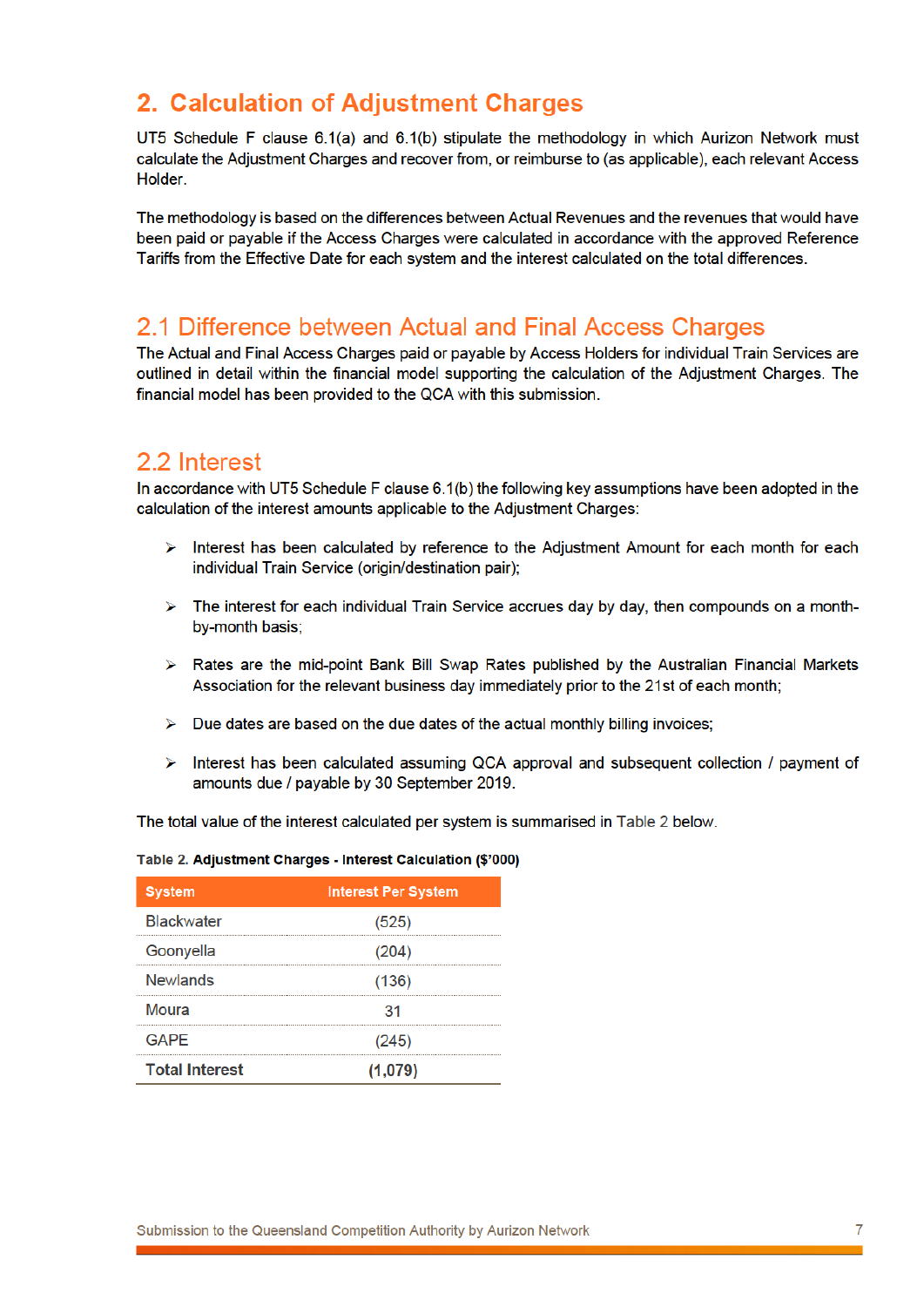# 2. Calculation of Adjustment Charges

UT5 Schedule F clause 6.1(a) and 6.1(b) stipulate the methodology in which Aurizon Network must calculate the Adjustment Charges and recover from, or reimburse to (as applicable), each relevant Access Holder.

The methodology is based on the differences between Actual Revenues and the revenues that would have been paid or payable if the Access Charges were calculated in accordance with the approved Reference Tariffs from the Effective Date for each system and the interest calculated on the total differences.

## 2.1 Difference between Actual and Final Access Charges

The Actual and Final Access Charges paid or payable by Access Holders for individual Train Services are outlined in detail within the financial model supporting the calculation of the Adjustment Charges. The financial model has been provided to the QCA with this submission.

## 2.2 Interest

In accordance with UT5 Schedule F clause 6.1(b) the following key assumptions have been adopted in the calculation of the interest amounts applicable to the Adjustment Charges:

- Interest has been calculated by reference to the Adjustment Amount for each month for each individual Train Service (origin/destination pair);
- The interest for each individual Train Service accrues day by day, then compounds on a month-by-month basis;
- Rates are the mid-point Bank Bill Swap Rates published by the Australian Financial Markets Association for the relevant business day immediately prior to the 21st of each month;
- Due dates are based on the due dates of the actual monthly billing invoices;
- Interest has been calculated assuming QCA approval and subsequent collection / payment of amounts due / payable by 30 September 2019.

The total value of the interest calculated per system is summarised in Table 2 below.

**Table 2. Adjustment Charges - Interest Calculation ($'000)**

| System | Interest Per System |
|---|---|
| Blackwater | (525) |
| Goonyella | (204) |
| Newlands | (136) |
| Moura | 31 |
| GAPE | (245) |
| **Total Interest** | **(1,079)** |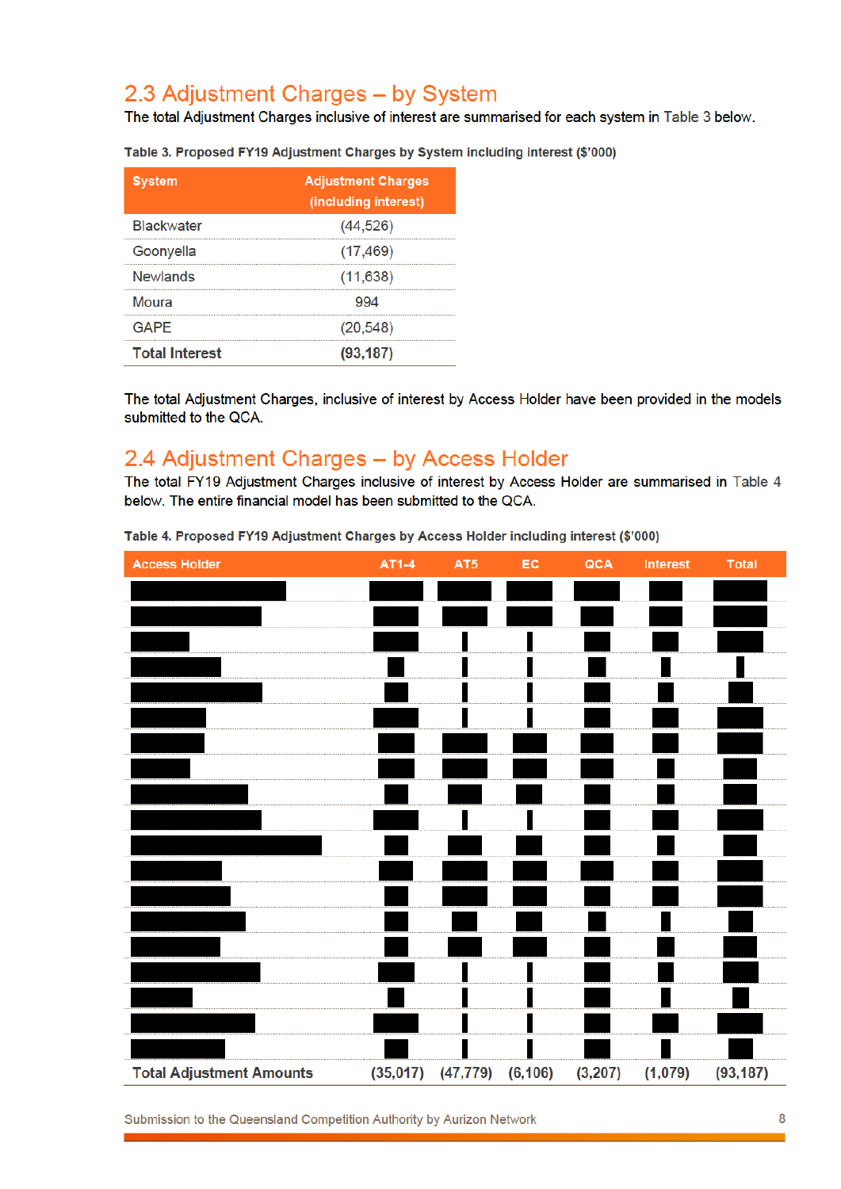## 2.3 Adjustment Charges – by System

The total Adjustment Charges inclusive of interest are summarised for each system in Table 3 below.

**Table 3. Proposed FY19 Adjustment Charges by System including interest ($'000)**

| System | Adjustment Charges (including interest) |
|---|---|
| Blackwater | (44,526) |
| Goonyella | (17,469) |
| Newlands | (11,638) |
| Moura | 994 |
| GAPE | (20,548) |
| **Total Interest** | **(93,187)** |

The total Adjustment Charges, inclusive of interest by Access Holder have been provided in the models submitted to the QCA.

## 2.4 Adjustment Charges – by Access Holder

The total FY19 Adjustment Charges inclusive of interest by Access Holder are summarised in Table 4 below. The entire financial model has been submitted to the QCA.

**Table 4. Proposed FY19 Adjustment Charges by Access Holder including interest ($'000)**

| Access Holder | AT1-4 | AT5 | EC | QCA | Interest | Total |
|---|---|---|---|---|---|---|
| ■ | ■ | ■ | ■ | ■ | ■ | ■ |
| ■ | ■ | ■ | ■ | ■ | ■ | ■ |
| ■ | ■ | ■ | ■ | ■ | ■ | ■ |
| ■ | ■ | ■ | ■ | ■ | ■ | ■ |
| ■ | ■ | ■ | ■ | ■ | ■ | ■ |
| ■ | ■ | ■ | ■ | ■ | ■ | ■ |
| ■ | ■ | ■ | ■ | ■ | ■ | ■ |
| ■ | ■ | ■ | ■ | ■ | ■ | ■ |
| ■ | ■ | ■ | ■ | ■ | ■ | ■ |
| ■ | ■ | ■ | ■ | ■ | ■ | ■ |
| ■ | ■ | ■ | ■ | ■ | ■ | ■ |
| ■ | ■ | ■ | ■ | ■ | ■ | ■ |
| ■ | ■ | ■ | ■ | ■ | ■ | ■ |
| ■ | ■ | ■ | ■ | ■ | ■ | ■ |
| ■ | ■ | ■ | ■ | ■ | ■ | ■ |
| ■ | ■ | ■ | ■ | ■ | ■ | ■ |
| ■ | ■ | ■ | ■ | ■ | ■ | ■ |
| ■ | ■ | ■ | ■ | ■ | ■ | ■ |
| ■ | ■ | ■ | ■ | ■ | ■ | ■ |
| **Total Adjustment Amounts** | **(35,017)** | **(47,779)** | **(6,106)** | **(3,207)** | **(1,079)** | **(93,187)** |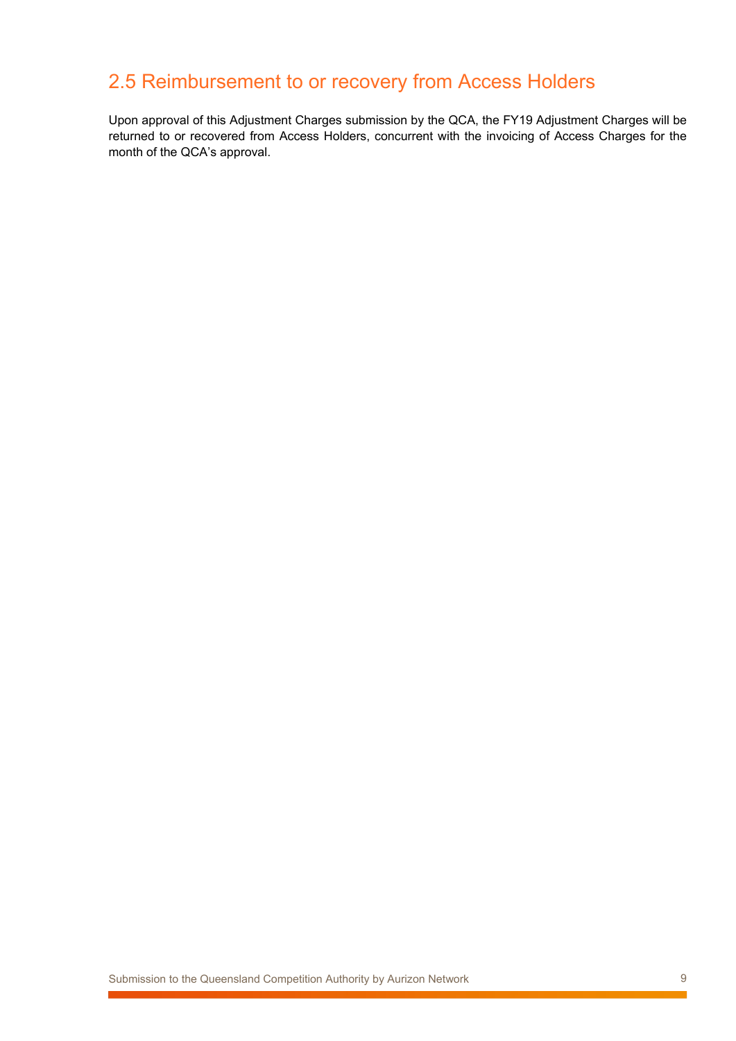## 2.5 Reimbursement to or recovery from Access Holders

Upon approval of this Adjustment Charges submission by the QCA, the FY19 Adjustment Charges will be returned to or recovered from Access Holders, concurrent with the invoicing of Access Charges for the month of the QCA's approval.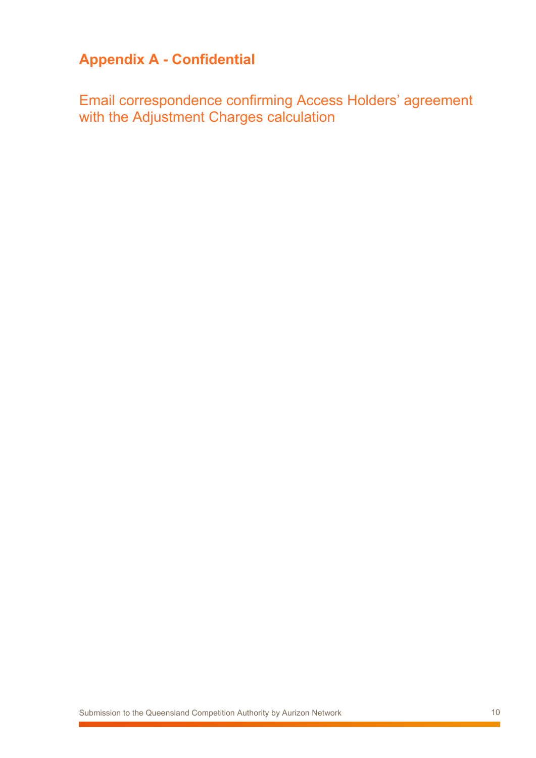## Appendix A - Confidential

Email correspondence confirming Access Holders' agreement with the Adjustment Charges calculation